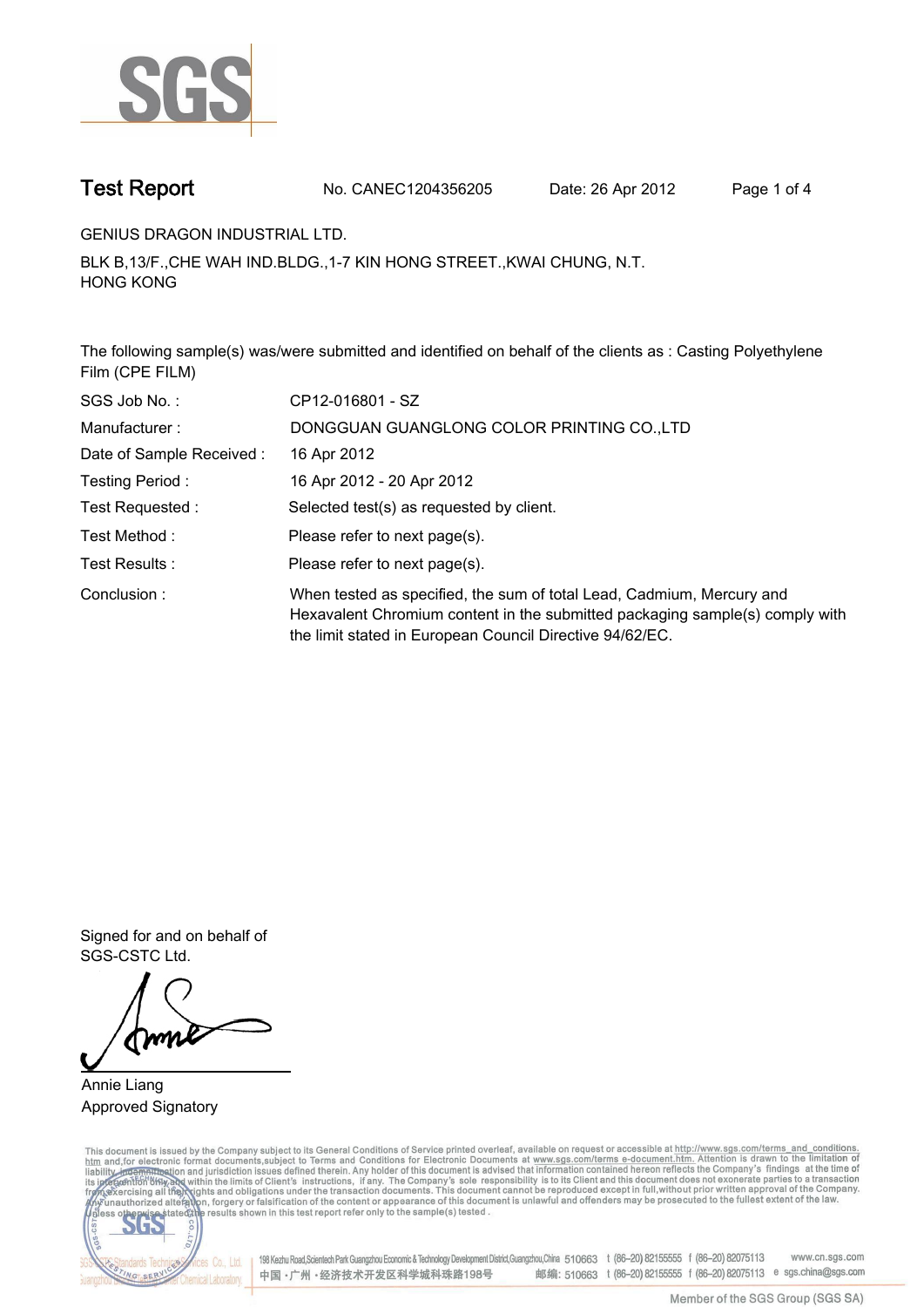SGS

# Test Report

No. CANEC1204356205 Date: 26 Apr 2012

GENIUS DRAGON INDUSTRIAL LTD.

BLK B,13/F.,CHE WAH IND.BLDG.,1-7 KIN HONG STREET.,KWAI CHUNG, N.T.
HONG KONG

The following sample(s) was/were submitted and identified on behalf of the clients as : Casting Polyethylene Film (CPE FILM)

| | |
|---|---|
| SGS Job No. : | CP12-016801 - SZ |
| Manufacturer : | DONGGUAN GUANGLONG COLOR PRINTING CO.,LTD |
| Date of Sample Received : | 16 Apr 2012 |
| Testing Period : | 16 Apr 2012 - 20 Apr 2012 |
| Test Requested : | Selected test(s) as requested by client. |
| Test Method : | Please refer to next page(s). |
| Test Results : | Please refer to next page(s). |
| Conclusion : | When tested as specified, the sum of total Lead, Cadmium, Mercury and Hexavalent Chromium content in the submitted packaging sample(s) comply with the limit stated in European Council Directive 94/62/EC. |

Signed for and on behalf of
SGS-CSTC Ltd.

Annie Liang
Approved Signatory

This document is issued by the Company subject to its General Conditions of Service printed overleaf, available on request or accessible at http://www.sgs.com/terms_and_conditions.htm and,for electronic format documents,subject to Terms and Conditions for Electronic Documents at www.sgs.com/terms_e-document.htm. Attention is drawn to the limitation of liability, indemnification and jurisdiction issues defined therein. Any holder of this document is advised that information contained hereon reflects the Company's findings at the time of its intervention only and within the limits of Client's instructions, if any. The Company's sole responsibility is to its Client and this document does not exonerate parties to a transaction from exercising all their rights and obligations under the transaction documents. This document cannot be reproduced except in full,without prior written approval of the Company. Any unauthorized alteration, forgery or falsification of the content or appearance of this document is unlawful and offenders may be prosecuted to the fullest extent of the law. Unless otherwise stated the results shown in this test report refer only to the sample(s) tested .

198 Kezhu Road,Scientech Park Guangzhou Economic & Technology Development District,Guangzhou,China 510663 t (86–20) 82155555 f (86–20) 82075113 www.cn.sgs.com
中国・广州・经济技术开发区科学城科珠路198号 邮编: 510663 t (86–20) 82155555 f (86–20) 82075113 e sgs.china@sgs.com

Member of the SGS Group (SGS SA)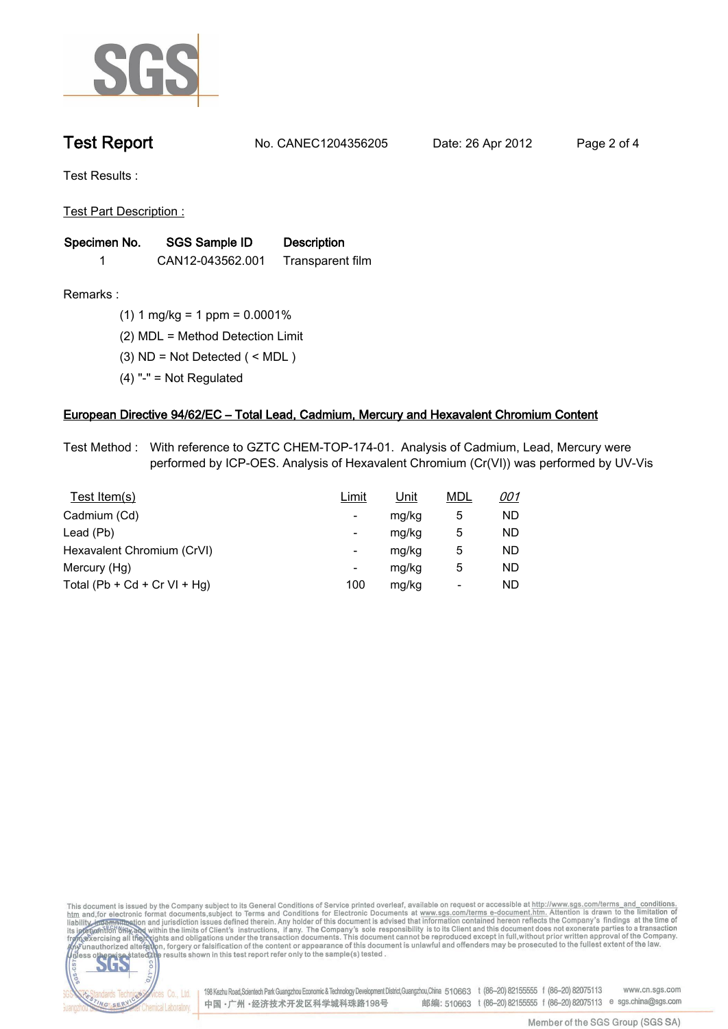# Test Report

No. CANEC1204356205 Date: 26 Apr 2012

Test Results :

Test Part Description :

| Specimen No. | SGS Sample ID | Description |
|---|---|---|
| 1 | CAN12-043562.001 | Transparent film |

Remarks :

(1) 1 mg/kg = 1 ppm = 0.0001%

(2) MDL = Method Detection Limit

(3) ND = Not Detected ( < MDL )

(4) "-" = Not Regulated

## European Directive 94/62/EC – Total Lead, Cadmium, Mercury and Hexavalent Chromium Content

Test Method : With reference to GZTC CHEM-TOP-174-01. Analysis of Cadmium, Lead, Mercury were performed by ICP-OES. Analysis of Hexavalent Chromium (Cr(VI)) was performed by UV-Vis

| Test Item(s) | Limit | Unit | MDL | 001 |
|---|---|---|---|---|
| Cadmium (Cd) | - | mg/kg | 5 | ND |
| Lead (Pb) | - | mg/kg | 5 | ND |
| Hexavalent Chromium (CrVI) | - | mg/kg | 5 | ND |
| Mercury (Hg) | - | mg/kg | 5 | ND |
| Total (Pb + Cd + Cr VI + Hg) | 100 | mg/kg | - | ND |

This document is issued by the Company subject to its General Conditions of Service printed overleaf, available on request or accessible at http://www.sgs.com/terms_and_conditions.htm and, for electronic format documents, subject to Terms and Conditions for Electronic Documents at www.sgs.com/terms_e-document.htm. Attention is drawn to the limitation of liability, indemnification and jurisdiction issues defined therein. Any holder of this document is advised that information contained hereon reflects the Company's findings at the time of its intervention only and within the limits of Client's instructions, if any. The Company's sole responsibility is to its Client and this document does not exonerate parties to a transaction from exercising all their rights and obligations under the transaction documents. This document cannot be reproduced except in full, without prior written approval of the Company. Any unauthorized alteration, forgery or falsification of the content or appearance of this document is unlawful and offenders may be prosecuted to the fullest extent of the law. Unless otherwise stated the results shown in this test report refer only to the sample(s) tested .

198 Kezhu Road,Scientech Park Guangzhou Economic & Technology Development District,Guangzhou,China 510663 t (86–20) 82155555 f (86–20) 82075113 www.cn.sgs.com
中国・广州・经济技术开发区科学城科珠路198号 邮编: 510663 t (86–20) 82155555 f (86–20) 82075113 e sgs.china@sgs.com

Member of the SGS Group (SGS SA)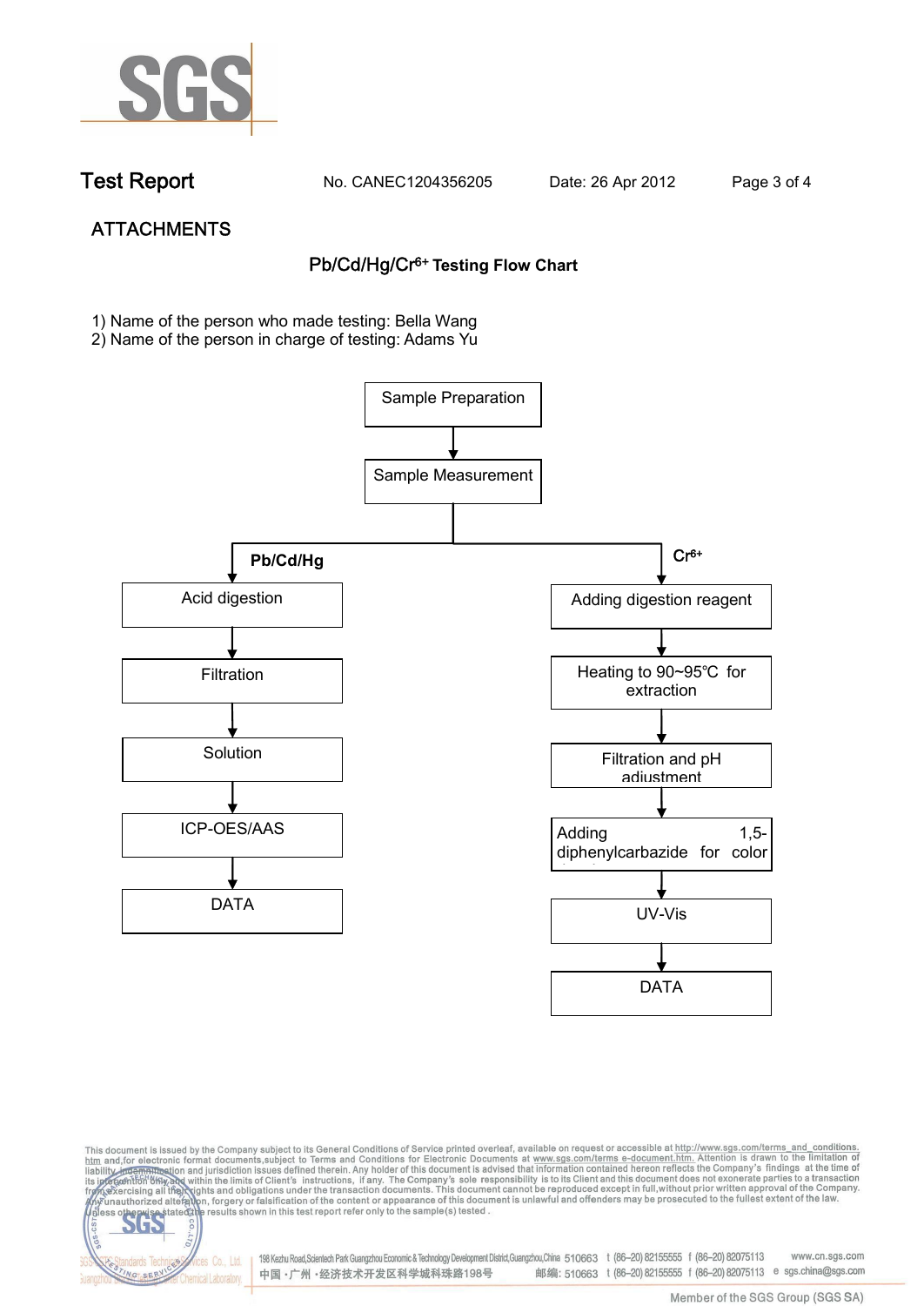## ATTACHMENTS

### $Pb/Cd/Hg/Cr^{6+}$ Testing Flow Chart

1) Name of the person who made testing: Bella Wang
2) Name of the person in charge of testing: Adams Yu

Sample Preparation → Sample Measurement

**Pb/Cd/Hg**

Acid digestion → Filtration → Solution → ICP-OES/AAS → DATA

**$Cr^{6+}$**

Adding digestion reagent → Heating to 90~95℃ for extraction → Filtration and pH adjustment → Adding 1,5-diphenylcarbazide for color → UV-Vis → DATA

This document is issued by the Company subject to its General Conditions of Service printed overleaf, available on request or accessible at http://www.sgs.com/terms_and_conditions.htm and, for electronic format documents, subject to Terms and Conditions for Electronic Documents at www.sgs.com/terms_e-document.htm. Attention is drawn to the limitation of liability, indemnification and jurisdiction issues defined therein. Any holder of this document is advised that information contained hereon reflects the Company's findings at the time of its intervention only and within the limits of Client's instructions, if any. The Company's sole responsibility is to its Client and this document does not exonerate parties to a transaction from exercising all their rights and obligations under the transaction documents. This document cannot be reproduced except in full, without prior written approval of the Company. Any unauthorized alteration, forgery or falsification of the content or appearance of this document is unlawful and offenders may be prosecuted to the fullest extent of the law. Unless otherwise stated the results shown in this test report refer only to the sample(s) tested.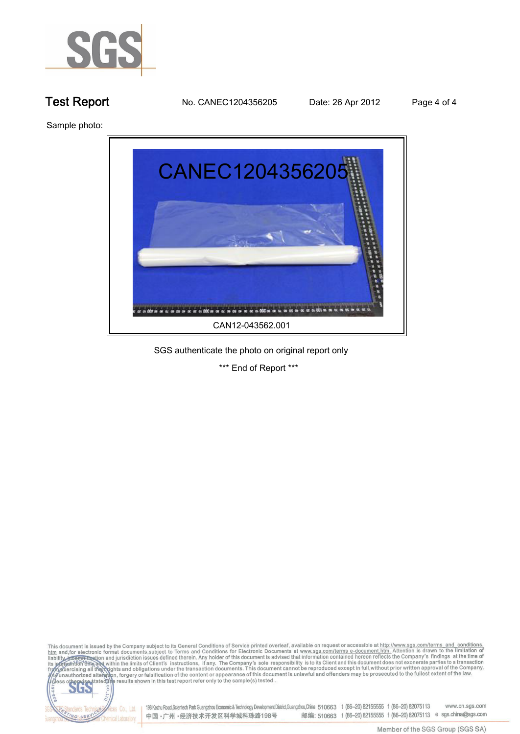Sample photo:

CAN12-043562.001

SGS authenticate the photo on original report only

*** End of Report ***